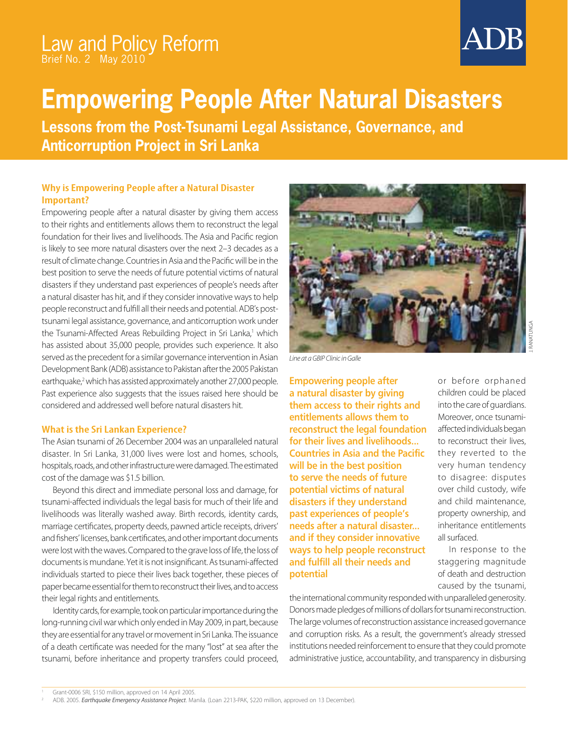Law and Policy Reform
Brief No. 2 May 2010

ADB

# Empowering People After Natural Disasters

## Lessons from the Post-Tsunami Legal Assistance, Governance, and Anticorruption Project in Sri Lanka

### Why is Empowering People after a Natural Disaster Important?

Empowering people after a natural disaster by giving them access to their rights and entitlements allows them to reconstruct the legal foundation for their lives and livelihoods. The Asia and Pacific region is likely to see more natural disasters over the next 2–3 decades as a result of climate change. Countries in Asia and the Pacific will be in the best position to serve the needs of future potential victims of natural disasters if they understand past experiences of people's needs after a natural disaster has hit, and if they consider innovative ways to help people reconstruct and fulfill all their needs and potential. ADB's post-tsunami legal assistance, governance, and anticorruption work under the Tsunami-Affected Areas Rebuilding Project in Sri Lanka,[1] which has assisted about 35,000 people, provides such experience. It also served as the precedent for a similar governance intervention in Asian Development Bank (ADB) assistance to Pakistan after the 2005 Pakistan earthquake,[2] which has assisted approximately another 27,000 people. Past experience also suggests that the issues raised here should be considered and addressed well before natural disasters hit.

### What is the Sri Lankan Experience?

The Asian tsunami of 26 December 2004 was an unparalleled natural disaster. In Sri Lanka, 31,000 lives were lost and homes, schools, hospitals, roads, and other infrastructure were damaged. The estimated cost of the damage was $1.5 billion.

Beyond this direct and immediate personal loss and damage, for tsunami-affected individuals the legal basis for much of their life and livelihoods was literally washed away. Birth records, identity cards, marriage certificates, property deeds, pawned article receipts, drivers' and fishers' licenses, bank certificates, and other important documents were lost with the waves. Compared to the grave loss of life, the loss of documents is mundane. Yet it is not insignificant. As tsunami-affected individuals started to piece their lives back together, these pieces of paper became essential for them to reconstruct their lives, and to access their legal rights and entitlements.

Identity cards, for example, took on particular importance during the long-running civil war which only ended in May 2009, in part, because they are essential for any travel or movement in Sri Lanka. The issuance of a death certificate was needed for the many "lost" at sea after the tsunami, before inheritance and property transfers could proceed, or before orphaned children could be placed into the care of guardians. Moreover, once tsunami-affected individuals began to reconstruct their lives, they reverted to the very human tendency to disagree: disputes over child custody, wife and child maintenance, property ownership, and inheritance entitlements all surfaced.

*Line at a GBIP Clinic in Galle*

J. RANATUNGA

**Empowering people after a natural disaster by giving them access to their rights and entitlements allows them to reconstruct the legal foundation for their lives and livelihoods... Countries in Asia and the Pacific will be in the best position to serve the needs of future potential victims of natural disasters if they understand past experiences of people's needs after a natural disaster... and if they consider innovative ways to help people reconstruct and fulfill all their needs and potential**

In response to the staggering magnitude of death and destruction caused by the tsunami, the international community responded with unparalleled generosity. Donors made pledges of millions of dollars for tsunami reconstruction. The large volumes of reconstruction assistance increased governance and corruption risks. As a result, the government's already stressed institutions needed reinforcement to ensure that they could promote administrative justice, accountability, and transparency in disbursing

---

[1] Grant-0006 SRI, $150 million, approved on 14 April 2005.

[2] ADB. 2005. ***Earthquake Emergency Assistance Project***. Manila. (Loan 2213-PAK, $220 million, approved on 13 December).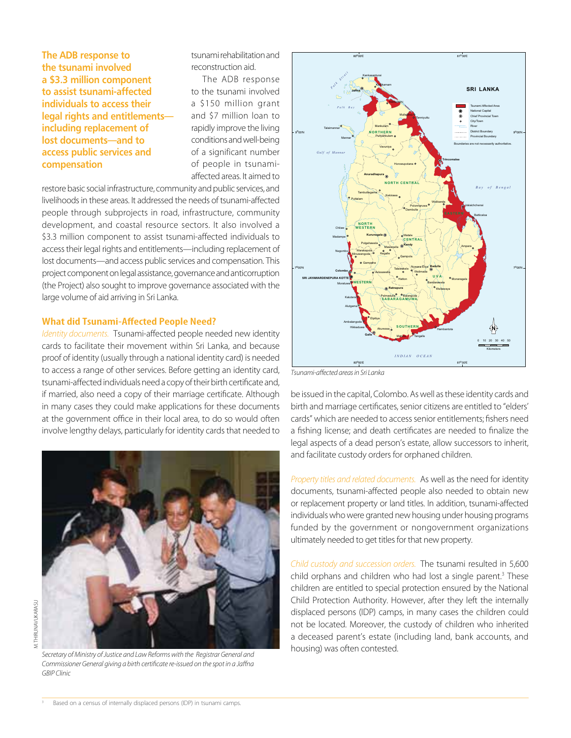**The ADB response to the tsunami involved a $3.3 million component to assist tsunami-affected individuals to access their legal rights and entitlements—including replacement of lost documents—and to access public services and compensation**

tsunami rehabilitation and reconstruction aid.

The ADB response to the tsunami involved a $150 million grant and $7 million loan to rapidly improve the living conditions and well-being of a significant number of people in tsunami-affected areas. It aimed to restore basic social infrastructure, community and public services, and livelihoods in these areas. It addressed the needs of tsunami-affected people through subprojects in road, infrastructure, community development, and coastal resource sectors. It also involved a $3.3 million component to assist tsunami-affected individuals to access their legal rights and entitlements—including replacement of lost documents—and access public services and compensation. This project component on legal assistance, governance and anticorruption (the Project) also sought to improve governance associated with the large volume of aid arriving in Sri Lanka.

## What did Tsunami-Affected People Need?

*Identity documents.* Tsunami-affected people needed new identity cards to facilitate their movement within Sri Lanka, and because proof of identity (usually through a national identity card) is needed to access a range of other services. Before getting an identity card, tsunami-affected individuals need a copy of their birth certificate and, if married, also need a copy of their marriage certificate. Although in many cases they could make applications for these documents at the government office in their local area, to do so would often involve lengthy delays, particularly for identity cards that needed to be issued in the capital, Colombo. As well as these identity cards and birth and marriage certificates, senior citizens are entitled to "elders' cards" which are needed to access senior entitlements; fishers need a fishing license; and death certificates are needed to finalize the legal aspects of a dead person's estate, allow successors to inherit, and facilitate custody orders for orphaned children.

M. THIRUNAVUKARASU

Secretary of Ministry of Justice and Law Reforms with the Registrar General and Commissioner General giving a birth certificate re-issued on the spot in a Jaffna GBIP Clinic

Tsunami-affected areas in Sri Lanka

*Property titles and related documents.* As well as the need for identity documents, tsunami-affected people also needed to obtain new or replacement property or land titles. In addition, tsunami-affected individuals who were granted new housing under housing programs funded by the government or nongovernment organizations ultimately needed to get titles for that new property.

*Child custody and succession orders.* The tsunami resulted in 5,600 child orphans and children who had lost a single parent.[3] These children are entitled to special protection ensured by the National Child Protection Authority. However, after they left the internally displaced persons (IDP) camps, in many cases the children could not be located. Moreover, the custody of children who inherited a deceased parent's estate (including land, bank accounts, and housing) was often contested.

[3] Based on a census of internally displaced persons (IDP) in tsunami camps.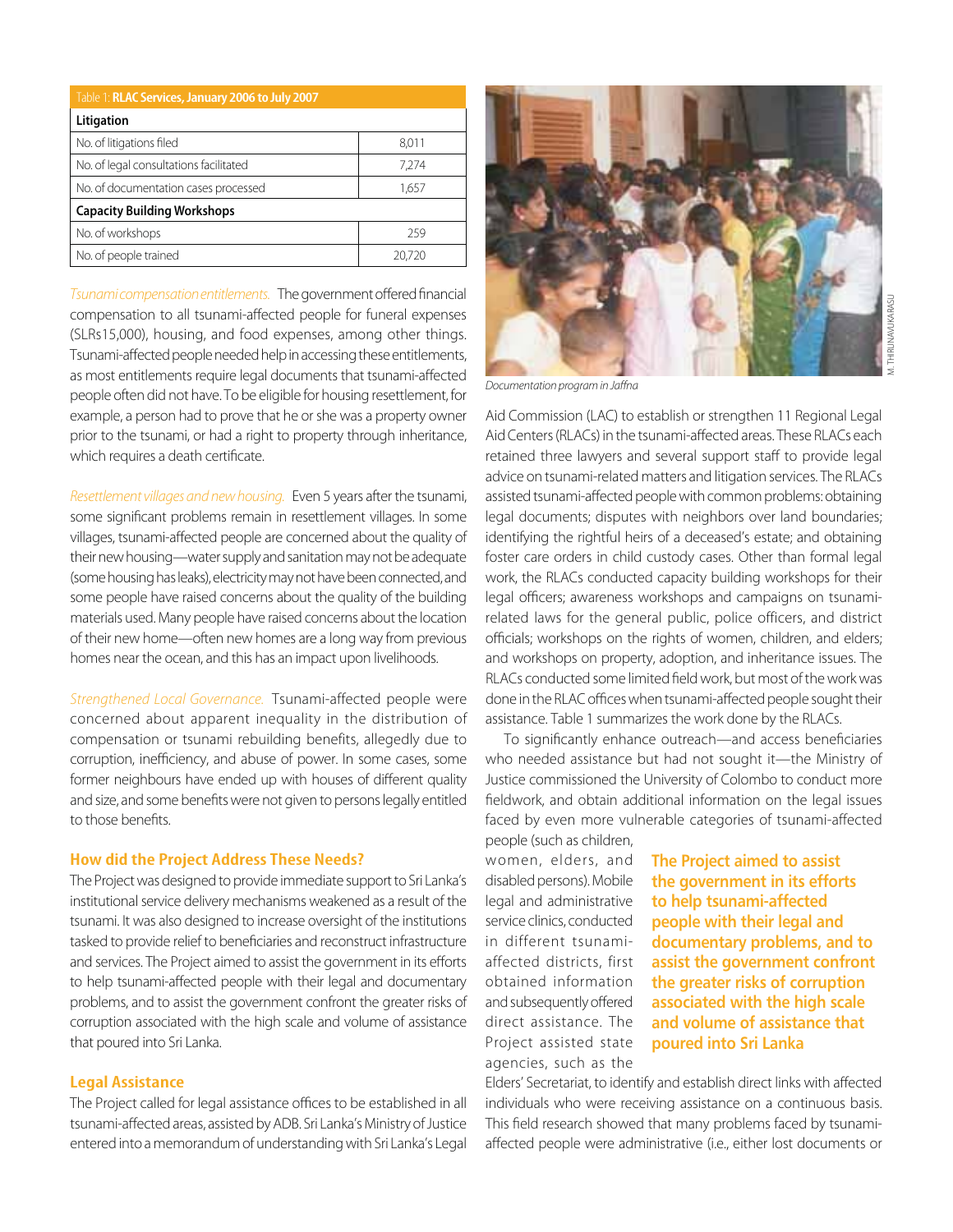Table 1: **RLAC Services, January 2006 to July 2007**

| **Litigation** | |
|---|---|
| No. of litigations filed | 8,011 |
| No. of legal consultations facilitated | 7,274 |
| No. of documentation cases processed | 1,657 |
| **Capacity Building Workshops** | |
| No. of workshops | 259 |
| No. of people trained | 20,720 |

*Tsunami compensation entitlements.* The government offered financial compensation to all tsunami-affected people for funeral expenses (SLRs15,000), housing, and food expenses, among other things. Tsunami-affected people needed help in accessing these entitlements, as most entitlements require legal documents that tsunami-affected people often did not have. To be eligible for housing resettlement, for example, a person had to prove that he or she was a property owner prior to the tsunami, or had a right to property through inheritance, which requires a death certificate.

*Resettlement villages and new housing.* Even 5 years after the tsunami, some significant problems remain in resettlement villages. In some villages, tsunami-affected people are concerned about the quality of their new housing—water supply and sanitation may not be adequate (some housing has leaks), electricity may not have been connected, and some people have raised concerns about the quality of the building materials used. Many people have raised concerns about the location of their new home—often new homes are a long way from previous homes near the ocean, and this has an impact upon livelihoods.

*Strengthened Local Governance.* Tsunami-affected people were concerned about apparent inequality in the distribution of compensation or tsunami rebuilding benefits, allegedly due to corruption, inefficiency, and abuse of power. In some cases, some former neighbours have ended up with houses of different quality and size, and some benefits were not given to persons legally entitled to those benefits.

## How did the Project Address These Needs?

The Project was designed to provide immediate support to Sri Lanka's institutional service delivery mechanisms weakened as a result of the tsunami. It was also designed to increase oversight of the institutions tasked to provide relief to beneficiaries and reconstruct infrastructure and services. The Project aimed to assist the government in its efforts to help tsunami-affected people with their legal and documentary problems, and to assist the government confront the greater risks of corruption associated with the high scale and volume of assistance that poured into Sri Lanka.

## Legal Assistance

The Project called for legal assistance offices to be established in all tsunami-affected areas, assisted by ADB. Sri Lanka's Ministry of Justice entered into a memorandum of understanding with Sri Lanka's Legal Aid Commission (LAC) to establish or strengthen 11 Regional Legal Aid Centers (RLACs) in the tsunami-affected areas. These RLACs each retained three lawyers and several support staff to provide legal advice on tsunami-related matters and litigation services. The RLACs assisted tsunami-affected people with common problems: obtaining legal documents; disputes with neighbors over land boundaries; identifying the rightful heirs of a deceased's estate; and obtaining foster care orders in child custody cases. Other than formal legal work, the RLACs conducted capacity building workshops for their legal officers; awareness workshops and campaigns on tsunami-related laws for the general public, police officers, and district officials; workshops on the rights of women, children, and elders; and workshops on property, adoption, and inheritance issues. The RLACs conducted some limited field work, but most of the work was done in the RLAC offices when tsunami-affected people sought their assistance. Table 1 summarizes the work done by the RLACs.

Documentation program in Jaffna

M. THIRUNAVUKARASU

To significantly enhance outreach—and access beneficiaries who needed assistance but had not sought it—the Ministry of Justice commissioned the University of Colombo to conduct more fieldwork, and obtain additional information on the legal issues faced by even more vulnerable categories of tsunami-affected people (such as children, women, elders, and disabled persons). Mobile legal and administrative service clinics, conducted in different tsunami-affected districts, first obtained information and subsequently offered direct assistance. The Project assisted state agencies, such as the Elders' Secretariat, to identify and establish direct links with affected individuals who were receiving assistance on a continuous basis. This field research showed that many problems faced by tsunami-affected people were administrative (i.e., either lost documents or

**The Project aimed to assist the government in its efforts to help tsunami-affected people with their legal and documentary problems, and to assist the government confront the greater risks of corruption associated with the high scale and volume of assistance that poured into Sri Lanka**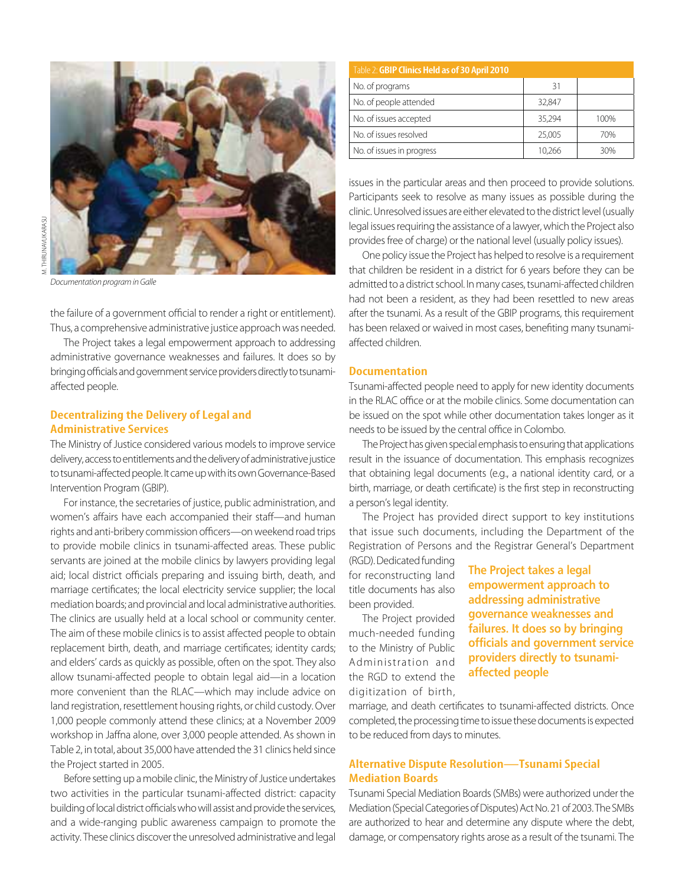Documentation program in Galle

the failure of a government official to render a right or entitlement). Thus, a comprehensive administrative justice approach was needed.

The Project takes a legal empowerment approach to addressing administrative governance weaknesses and failures. It does so by bringing officials and government service providers directly to tsunami-affected people.

## Decentralizing the Delivery of Legal and Administrative Services

The Ministry of Justice considered various models to improve service delivery, access to entitlements and the delivery of administrative justice to tsunami-affected people. It came up with its own Governance-Based Intervention Program (GBIP).

For instance, the secretaries of justice, public administration, and women's affairs have each accompanied their staff—and human rights and anti-bribery commission officers—on weekend road trips to provide mobile clinics in tsunami-affected areas. These public servants are joined at the mobile clinics by lawyers providing legal aid; local district officials preparing and issuing birth, death, and marriage certificates; the local electricity service supplier; the local mediation boards; and provincial and local administrative authorities. The clinics are usually held at a local school or community center. The aim of these mobile clinics is to assist affected people to obtain replacement birth, death, and marriage certificates; identity cards; and elders' cards as quickly as possible, often on the spot. They also allow tsunami-affected people to obtain legal aid—in a location more convenient than the RLAC—which may include advice on land registration, resettlement housing rights, or child custody. Over 1,000 people commonly attend these clinics; at a November 2009 workshop in Jaffna alone, over 3,000 people attended. As shown in Table 2, in total, about 35,000 have attended the 31 clinics held since the Project started in 2005.

Before setting up a mobile clinic, the Ministry of Justice undertakes two activities in the particular tsunami-affected district: capacity building of local district officials who will assist and provide the services, and a wide-ranging public awareness campaign to promote the activity. These clinics discover the unresolved administrative and legal issues in the particular areas and then proceed to provide solutions. Participants seek to resolve as many issues as possible during the clinic. Unresolved issues are either elevated to the district level (usually legal issues requiring the assistance of a lawyer, which the Project also provides free of charge) or the national level (usually policy issues).

Table 2: **GBIP Clinics Held as of 30 April 2010**

| | | |
|---|---|---|
| No. of programs | 31 | |
| No. of people attended | 32,847 | |
| No. of issues accepted | 35,294 | 100% |
| No. of issues resolved | 25,005 | 70% |
| No. of issues in progress | 10,266 | 30% |

One policy issue the Project has helped to resolve is a requirement that children be resident in a district for 6 years before they can be admitted to a district school. In many cases, tsunami-affected children had not been a resident, as they had been resettled to new areas after the tsunami. As a result of the GBIP programs, this requirement has been relaxed or waived in most cases, benefiting many tsunami-affected children.

## Documentation

Tsunami-affected people need to apply for new identity documents in the RLAC office or at the mobile clinics. Some documentation can be issued on the spot while other documentation takes longer as it needs to be issued by the central office in Colombo.

The Project has given special emphasis to ensuring that applications result in the issuance of documentation. This emphasis recognizes that obtaining legal documents (e.g., a national identity card, or a birth, marriage, or death certificate) is the first step in reconstructing a person's legal identity.

The Project has provided direct support to key institutions that issue such documents, including the Department of the Registration of Persons and the Registrar General's Department (RGD). Dedicated funding for reconstructing land title documents has also been provided.

**The Project takes a legal empowerment approach to addressing administrative governance weaknesses and failures. It does so by bringing officials and government service providers directly to tsunami-affected people**

The Project provided much-needed funding to the Ministry of Public Administration and the RGD to extend the digitization of birth, marriage, and death certificates to tsunami-affected districts. Once completed, the processing time to issue these documents is expected to be reduced from days to minutes.

## Alternative Dispute Resolution—Tsunami Special Mediation Boards

Tsunami Special Mediation Boards (SMBs) were authorized under the Mediation (Special Categories of Disputes) Act No. 21 of 2003. The SMBs are authorized to hear and determine any dispute where the debt, damage, or compensatory rights arose as a result of the tsunami. The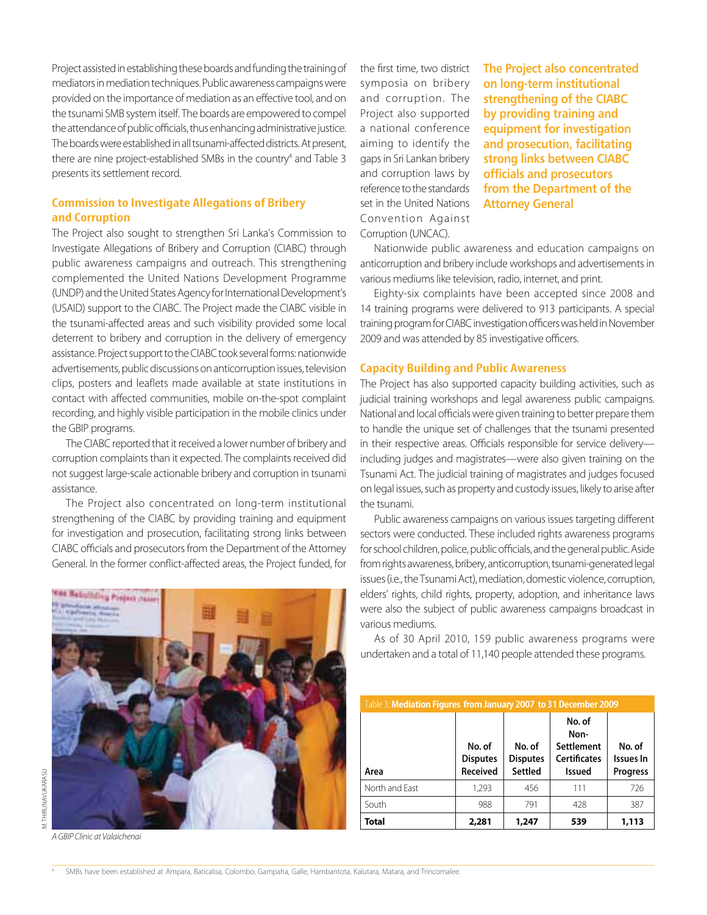Project assisted in establishing these boards and funding the training of mediators in mediation techniques. Public awareness campaigns were provided on the importance of mediation as an effective tool, and on the tsunami SMB system itself. The boards are empowered to compel the attendance of public officials, thus enhancing administrative justice. The boards were established in all tsunami-affected districts. At present, there are nine project-established SMBs in the country[4] and Table 3 presents its settlement record.

## Commission to Investigate Allegations of Bribery and Corruption

The Project also sought to strengthen Sri Lanka's Commission to Investigate Allegations of Bribery and Corruption (CIABC) through public awareness campaigns and outreach. This strengthening complemented the United Nations Development Programme (UNDP) and the United States Agency for International Development's (USAID) support to the CIABC. The Project made the CIABC visible in the tsunami-affected areas and such visibility provided some local deterrent to bribery and corruption in the delivery of emergency assistance. Project support to the CIABC took several forms: nationwide advertisements, public discussions on anticorruption issues, television clips, posters and leaflets made available at state institutions in contact with affected communities, mobile on-the-spot complaint recording, and highly visible participation in the mobile clinics under the GBIP programs.

The CIABC reported that it received a lower number of bribery and corruption complaints than it expected. The complaints received did not suggest large-scale actionable bribery and corruption in tsunami assistance.

The Project also concentrated on long-term institutional strengthening of the CIABC by providing training and equipment for investigation and prosecution, facilitating strong links between CIABC officials and prosecutors from the Department of the Attorney General. In the former conflict-affected areas, the Project funded, for the first time, two district symposia on bribery and corruption. The Project also supported a national conference aiming to identify the gaps in Sri Lankan bribery and corruption laws by reference to the standards set in the United Nations Convention Against Corruption (UNCAC).

**The Project also concentrated on long-term institutional strengthening of the CIABC by providing training and equipment for investigation and prosecution, facilitating strong links between CIABC officials and prosecutors from the Department of the Attorney General**

Nationwide public awareness and education campaigns on anticorruption and bribery include workshops and advertisements in various mediums like television, radio, internet, and print.

Eighty-six complaints have been accepted since 2008 and 14 training programs were delivered to 913 participants. A special training program for CIABC investigation officers was held in November 2009 and was attended by 85 investigative officers.

M. THIRUNAVUKARASU

*A GBIP Clinic at Valaichenai*

## Capacity Building and Public Awareness

The Project has also supported capacity building activities, such as judicial training workshops and legal awareness public campaigns. National and local officials were given training to better prepare them to handle the unique set of challenges that the tsunami presented in their respective areas. Officials responsible for service delivery—including judges and magistrates—were also given training on the Tsunami Act. The judicial training of magistrates and judges focused on legal issues, such as property and custody issues, likely to arise after the tsunami.

Public awareness campaigns on various issues targeting different sectors were conducted. These included rights awareness programs for school children, police, public officials, and the general public. Aside from rights awareness, bribery, anticorruption, tsunami-generated legal issues (i.e., the Tsunami Act), mediation, domestic violence, corruption, elders' rights, child rights, property, adoption, and inheritance laws were also the subject of public awareness campaigns broadcast in various mediums.

As of 30 April 2010, 159 public awareness programs were undertaken and a total of 11,140 people attended these programs.

Table 3: **Mediation Figures from January 2007 to 31 December 2009**

| Area | No. of Disputes Received | No. of Disputes Settled | No. of Non-Settlement Certificates Issued | No. of Issues In Progress |
|---|---|---|---|---|
| North and East | 1,293 | 456 | 111 | 726 |
| South | 988 | 791 | 428 | 387 |
| **Total** | **2,281** | **1,247** | **539** | **1,113** |

[4] SMBs have been established at Ampara, Baticaloa, Colombo, Gampaha, Galle, Hambantota, Kalutara, Matara, and Trincomalee.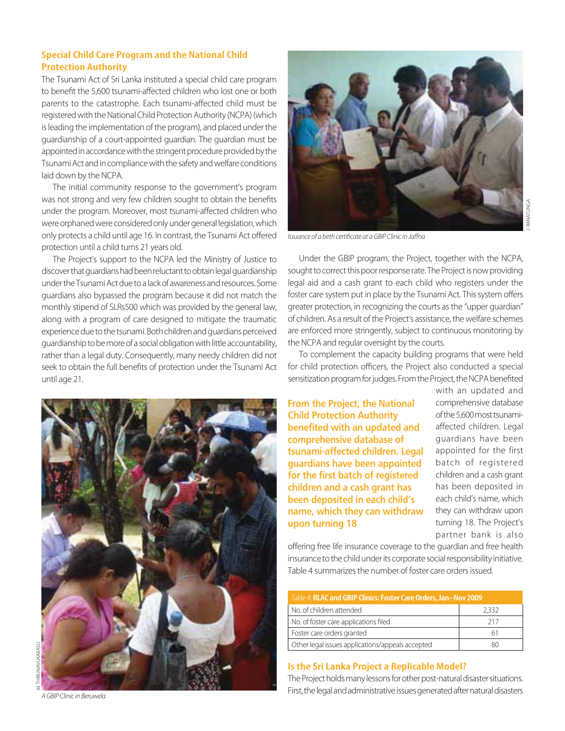## Special Child Care Program and the National Child Protection Authority

The Tsunami Act of Sri Lanka instituted a special child care program to benefit the 5,600 tsunami-affected children who lost one or both parents to the catastrophe. Each tsunami-affected child must be registered with the National Child Protection Authority (NCPA) (which is leading the implementation of the program), and placed under the guardianship of a court-appointed guardian. The guardian must be appointed in accordance with the stringent procedure provided by the Tsunami Act and in compliance with the safety and welfare conditions laid down by the NCPA.

The initial community response to the government's program was not strong and very few children sought to obtain the benefits under the program. Moreover, most tsunami-affected children who were orphaned were considered only under general legislation, which only protects a child until age 16. In contrast, the Tsunami Act offered protection until a child turns 21 years old.

The Project's support to the NCPA led the Ministry of Justice to discover that guardians had been reluctant to obtain legal guardianship under the Tsunami Act due to a lack of awareness and resources. Some guardians also bypassed the program because it did not match the monthly stipend of SLRs500 which was provided by the general law, along with a program of care designed to mitigate the traumatic experience due to the tsunami. Both children and guardians perceived guardianship to be more of a social obligation with little accountability, rather than a legal duty. Consequently, many needy children did not seek to obtain the full benefits of protection under the Tsunami Act until age 21.

M. THIRUNAVUKARASU

*A GBIP Clinic in Beruwela*

J. RANATUNGA

*Issuance of a birth certificate at a GBIP Clinic in Jaffna*

Under the GBIP program, the Project, together with the NCPA, sought to correct this poor response rate. The Project is now providing legal aid and a cash grant to each child who registers under the foster care system put in place by the Tsunami Act. This system offers greater protection, in recognizing the courts as the "upper guardian" of children. As a result of the Project's assistance, the welfare schemes are enforced more stringently, subject to continuous monitoring by the NCPA and regular oversight by the courts.

To complement the capacity building programs that were held for child protection officers, the Project also conducted a special sensitization program for judges. From the Project, the NCPA benefited with an updated and comprehensive database of the 5,600 most tsunami-affected children. Legal guardians have been appointed for the first batch of registered children and a cash grant has been deposited in each child's name, which they can withdraw upon turning 18. The Project's partner bank is also offering free life insurance coverage to the guardian and free health insurance to the child under its corporate social responsibility initiative. Table 4 summarizes the number of foster care orders issued.

**From the Project, the National Child Protection Authority benefited with an updated and comprehensive database of tsunami-affected children. Legal guardians have been appointed for the first batch of registered children and a cash grant has been deposited in each child's name, which they can withdraw upon turning 18**

Table 4: **RLAC and GBIP Clinics: Foster Care Orders, Jan–Nov 2009**

| Item | Number |
|---|---|
| No. of children attended | 2,332 |
| No. of foster care applications filed | 217 |
| Foster care orders granted | 61 |
| Other legal issues applications/appeals accepted | 80 |

## Is the Sri Lanka Project a Replicable Model?

The Project holds many lessons for other post-natural disaster situations. First, the legal and administrative issues generated after natural disasters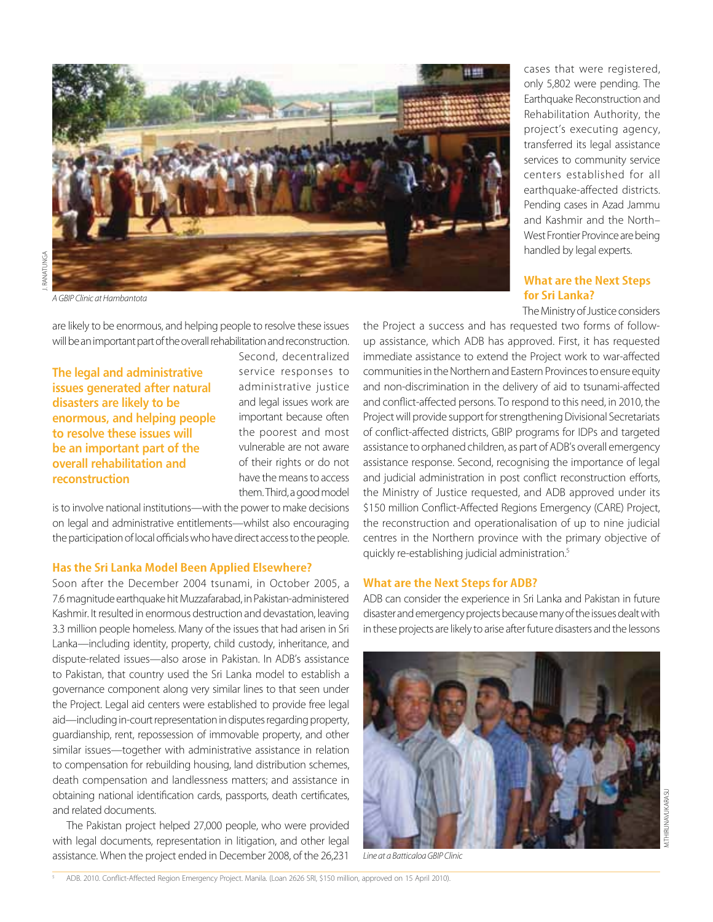A GBIP Clinic at Hambantota

are likely to be enormous, and helping people to resolve these issues will be an important part of the overall rehabilitation and reconstruction.

**The legal and administrative issues generated after natural disasters are likely to be enormous, and helping people to resolve these issues will be an important part of the overall rehabilitation and reconstruction**

Second, decentralized service responses to administrative justice and legal issues work are important because often the poorest and most vulnerable are not aware of their rights or do not have the means to access them. Third, a good model is to involve national institutions—with the power to make decisions on legal and administrative entitlements—whilst also encouraging the participation of local officials who have direct access to the people.

## Has the Sri Lanka Model Been Applied Elsewhere?

Soon after the December 2004 tsunami, in October 2005, a 7.6 magnitude earthquake hit Muzzafarabad, in Pakistan-administered Kashmir. It resulted in enormous destruction and devastation, leaving 3.3 million people homeless. Many of the issues that had arisen in Sri Lanka—including identity, property, child custody, inheritance, and dispute-related issues—also arose in Pakistan. In ADB's assistance to Pakistan, that country used the Sri Lanka model to establish a governance component along very similar lines to that seen under the Project. Legal aid centers were established to provide free legal aid—including in-court representation in disputes regarding property, guardianship, rent, repossession of immovable property, and other similar issues—together with administrative assistance in relation to compensation for rebuilding housing, land distribution schemes, death compensation and landlessness matters; and assistance in obtaining national identification cards, passports, death certificates, and related documents.

The Pakistan project helped 27,000 people, who were provided with legal documents, representation in litigation, and other legal assistance. When the project ended in December 2008, of the 26,231 cases that were registered, only 5,802 were pending. The Earthquake Reconstruction and Rehabilitation Authority, the project's executing agency, transferred its legal assistance services to community service centers established for all earthquake-affected districts. Pending cases in Azad Jammu and Kashmir and the North–West Frontier Province are being handled by legal experts.

## What are the Next Steps for Sri Lanka?

The Ministry of Justice considers the Project a success and has requested two forms of follow-up assistance, which ADB has approved. First, it has requested immediate assistance to extend the Project work to war-affected communities in the Northern and Eastern Provinces to ensure equity and non-discrimination in the delivery of aid to tsunami-affected and conflict-affected persons. To respond to this need, in 2010, the Project will provide support for strengthening Divisional Secretariats of conflict-affected districts, GBIP programs for IDPs and targeted assistance to orphaned children, as part of ADB's overall emergency assistance response. Second, recognising the importance of legal and judicial administration in post conflict reconstruction efforts, the Ministry of Justice requested, and ADB approved under its $150 million Conflict-Affected Regions Emergency (CARE) Project, the reconstruction and operationalisation of up to nine judicial centres in the Northern province with the primary objective of quickly re-establishing judicial administration.[5]

## What are the Next Steps for ADB?

ADB can consider the experience in Sri Lanka and Pakistan in future disaster and emergency projects because many of the issues dealt with in these projects are likely to arise after future disasters and the lessons

Line at a Batticaloa GBIP Clinic

[5] ADB. 2010. Conflict-Affected Region Emergency Project. Manila. (Loan 2626 SRI, $150 million, approved on 15 April 2010).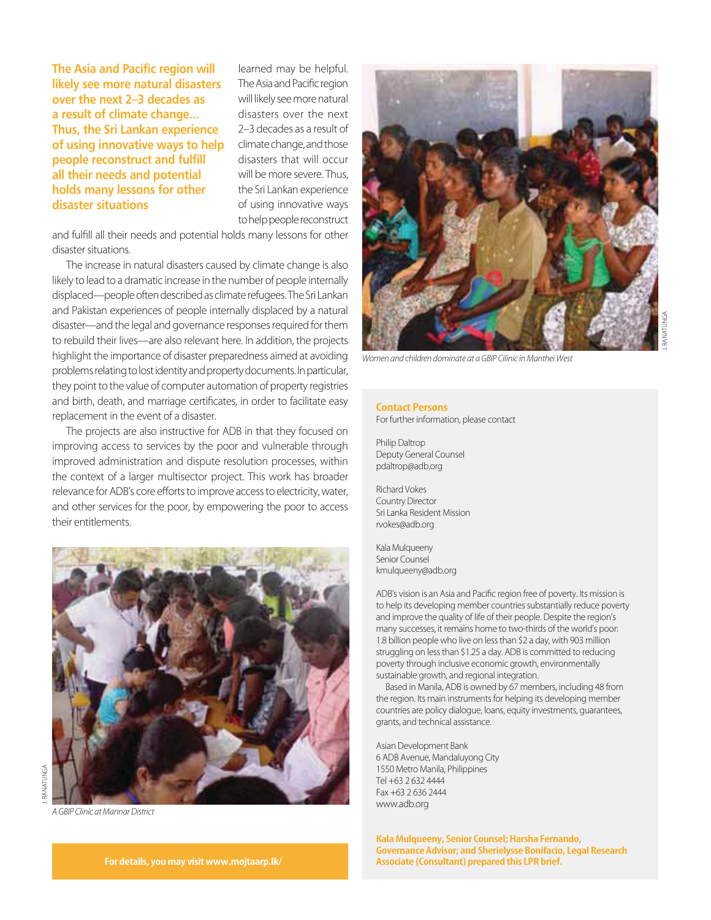**The Asia and Pacific region will likely see more natural disasters over the next 2–3 decades as a result of climate change... Thus, the Sri Lankan experience of using innovative ways to help people reconstruct and fulfill all their needs and potential holds many lessons for other disaster situations**

learned may be helpful. The Asia and Pacific region will likely see more natural disasters over the next 2–3 decades as a result of climate change, and those disasters that will occur will be more severe. Thus, the Sri Lankan experience of using innovative ways to help people reconstruct and fulfill all their needs and potential holds many lessons for other disaster situations.

The increase in natural disasters caused by climate change is also likely to lead to a dramatic increase in the number of people internally displaced—people often described as climate refugees. The Sri Lankan and Pakistan experiences of people internally displaced by a natural disaster—and the legal and governance responses required for them to rebuild their lives—are also relevant here. In addition, the projects highlight the importance of disaster preparedness aimed at avoiding problems relating to lost identity and property documents. In particular, they point to the value of computer automation of property registries and birth, death, and marriage certificates, in order to facilitate easy replacement in the event of a disaster.

The projects are also instructive for ADB in that they focused on improving access to services by the poor and vulnerable through improved administration and dispute resolution processes, within the context of a larger multisector project. This work has broader relevance for ADB's core efforts to improve access to electricity, water, and other services for the poor, by empowering the poor to access their entitlements.

J. RANATUNGA

*A GBIP Clinic at Mannar District*

J. RANATUNGA

*Women and children dominate at a GBIP Cilinic in Manthei West*

**For details, you may visit www.mojtaarp.lk/**

**Contact Persons**

For further information, please contact

Philip Daltrop
Deputy General Counsel
pdaltrop@adb.org

Richard Vokes
Country Director
Sri Lanka Resident Mission
rvokes@adb.org

Kala Mulqueeny
Senior Counsel
kmulqueeny@adb.org

ADB's vision is an Asia and Pacific region free of poverty. Its mission is to help its developing member countries substantially reduce poverty and improve the quality of life of their people. Despite the region's many successes, it remains home to two-thirds of the world's poor: 1.8 billion people who live on less than $2 a day, with 903 million struggling on less than $1.25 a day. ADB is committed to reducing poverty through inclusive economic growth, environmentally sustainable growth, and regional integration.

Based in Manila, ADB is owned by 67 members, including 48 from the region. Its main instruments for helping its developing member countries are policy dialogue, loans, equity investments, guarantees, grants, and technical assistance.

Asian Development Bank
6 ADB Avenue, Mandaluyong City
1550 Metro Manila, Philippines
Tel +63 2 632 4444
Fax +63 2 636 2444
www.adb.org

**Kala Mulqueeny, Senior Counsel; Harsha Fernando, Governance Advisor; and Sherielysse Bonifacio, Legal Research Associate (Consultant) prepared this LPR brief.**